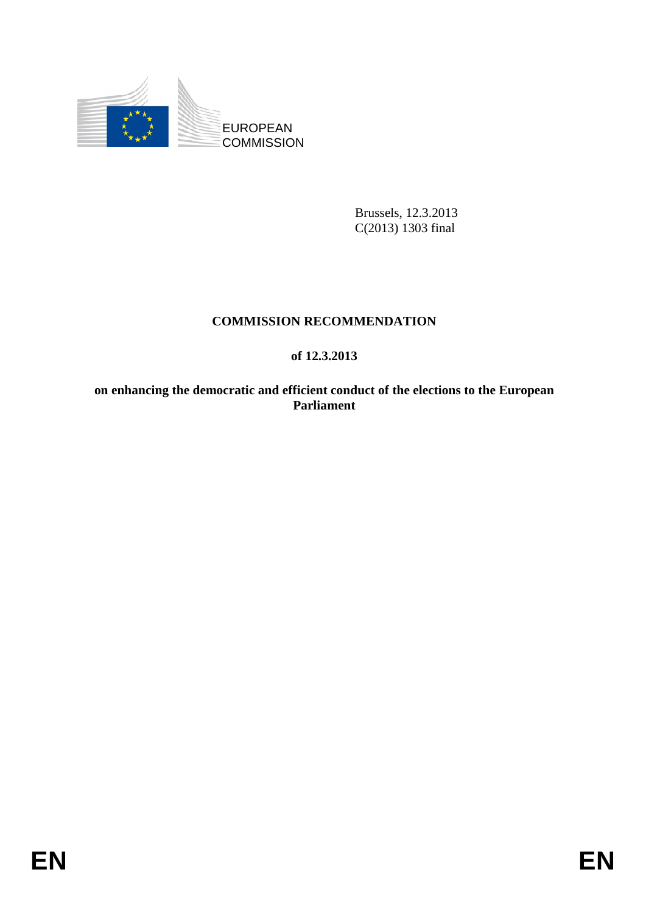EUROPEAN COMMISSION

Brussels, 12.3.2013
C(2013) 1303 final

# COMMISSION RECOMMENDATION

## of 12.3.2013

## on enhancing the democratic and efficient conduct of the elections to the European Parliament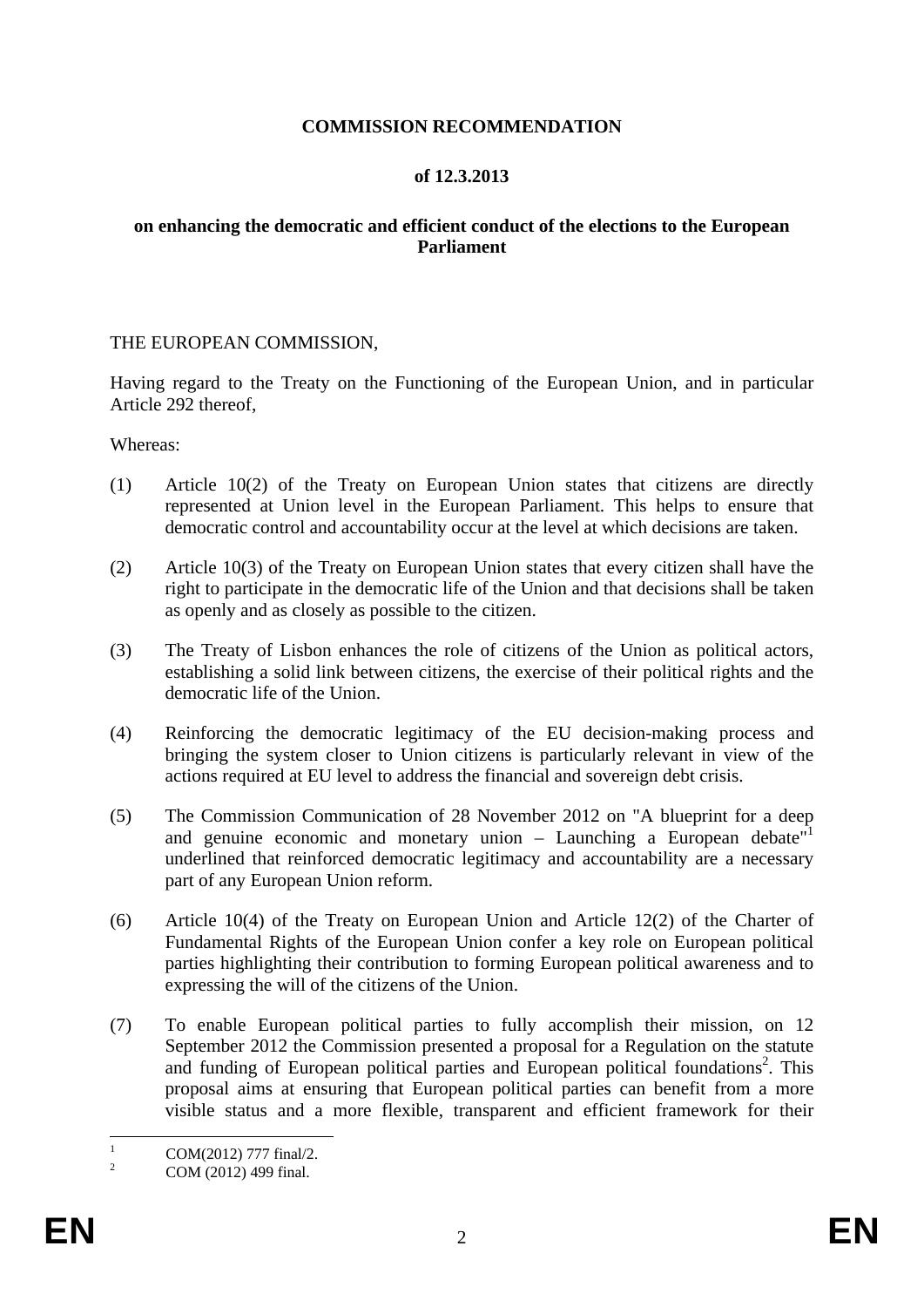**COMMISSION RECOMMENDATION**

**of 12.3.2013**

**on enhancing the democratic and efficient conduct of the elections to the European Parliament**

THE EUROPEAN COMMISSION,

Having regard to the Treaty on the Functioning of the European Union, and in particular Article 292 thereof,

Whereas:

(1) Article 10(2) of the Treaty on European Union states that citizens are directly represented at Union level in the European Parliament. This helps to ensure that democratic control and accountability occur at the level at which decisions are taken.

(2) Article 10(3) of the Treaty on European Union states that every citizen shall have the right to participate in the democratic life of the Union and that decisions shall be taken as openly and as closely as possible to the citizen.

(3) The Treaty of Lisbon enhances the role of citizens of the Union as political actors, establishing a solid link between citizens, the exercise of their political rights and the democratic life of the Union.

(4) Reinforcing the democratic legitimacy of the EU decision-making process and bringing the system closer to Union citizens is particularly relevant in view of the actions required at EU level to address the financial and sovereign debt crisis.

(5) The Commission Communication of 28 November 2012 on "A blueprint for a deep and genuine economic and monetary union – Launching a European debate"[1] underlined that reinforced democratic legitimacy and accountability are a necessary part of any European Union reform.

(6) Article 10(4) of the Treaty on European Union and Article 12(2) of the Charter of Fundamental Rights of the European Union confer a key role on European political parties highlighting their contribution to forming European political awareness and to expressing the will of the citizens of the Union.

(7) To enable European political parties to fully accomplish their mission, on 12 September 2012 the Commission presented a proposal for a Regulation on the statute and funding of European political parties and European political foundations[2]. This proposal aims at ensuring that European political parties can benefit from a more visible status and a more flexible, transparent and efficient framework for their

---

[1] COM(2012) 777 final/2.

[2] COM (2012) 499 final.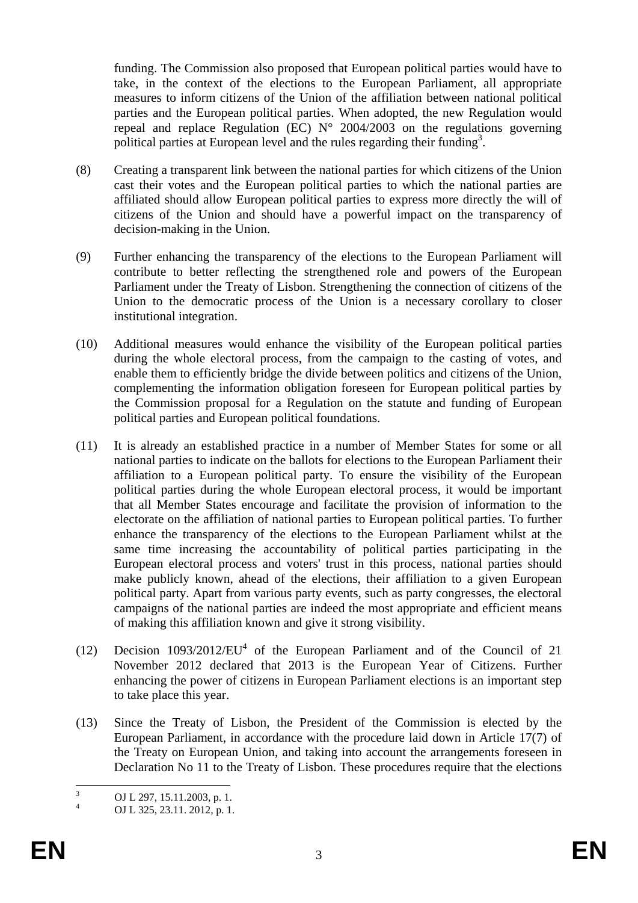funding. The Commission also proposed that European political parties would have to take, in the context of the elections to the European Parliament, all appropriate measures to inform citizens of the Union of the affiliation between national political parties and the European political parties. When adopted, the new Regulation would repeal and replace Regulation (EC) N° 2004/2003 on the regulations governing political parties at European level and the rules regarding their funding[3].

(8) Creating a transparent link between the national parties for which citizens of the Union cast their votes and the European political parties to which the national parties are affiliated should allow European political parties to express more directly the will of citizens of the Union and should have a powerful impact on the transparency of decision-making in the Union.

(9) Further enhancing the transparency of the elections to the European Parliament will contribute to better reflecting the strengthened role and powers of the European Parliament under the Treaty of Lisbon. Strengthening the connection of citizens of the Union to the democratic process of the Union is a necessary corollary to closer institutional integration.

(10) Additional measures would enhance the visibility of the European political parties during the whole electoral process, from the campaign to the casting of votes, and enable them to efficiently bridge the divide between politics and citizens of the Union, complementing the information obligation foreseen for European political parties by the Commission proposal for a Regulation on the statute and funding of European political parties and European political foundations.

(11) It is already an established practice in a number of Member States for some or all national parties to indicate on the ballots for elections to the European Parliament their affiliation to a European political party. To ensure the visibility of the European political parties during the whole European electoral process, it would be important that all Member States encourage and facilitate the provision of information to the electorate on the affiliation of national parties to European political parties. To further enhance the transparency of the elections to the European Parliament whilst at the same time increasing the accountability of political parties participating in the European electoral process and voters' trust in this process, national parties should make publicly known, ahead of the elections, their affiliation to a given European political party. Apart from various party events, such as party congresses, the electoral campaigns of the national parties are indeed the most appropriate and efficient means of making this affiliation known and give it strong visibility.

(12) Decision 1093/2012/EU[4] of the European Parliament and of the Council of 21 November 2012 declared that 2013 is the European Year of Citizens. Further enhancing the power of citizens in European Parliament elections is an important step to take place this year.

(13) Since the Treaty of Lisbon, the President of the Commission is elected by the European Parliament, in accordance with the procedure laid down in Article 17(7) of the Treaty on European Union, and taking into account the arrangements foreseen in Declaration No 11 to the Treaty of Lisbon. These procedures require that the elections

---

[3] OJ L 297, 15.11.2003, p. 1.

[4] OJ L 325, 23.11. 2012, p. 1.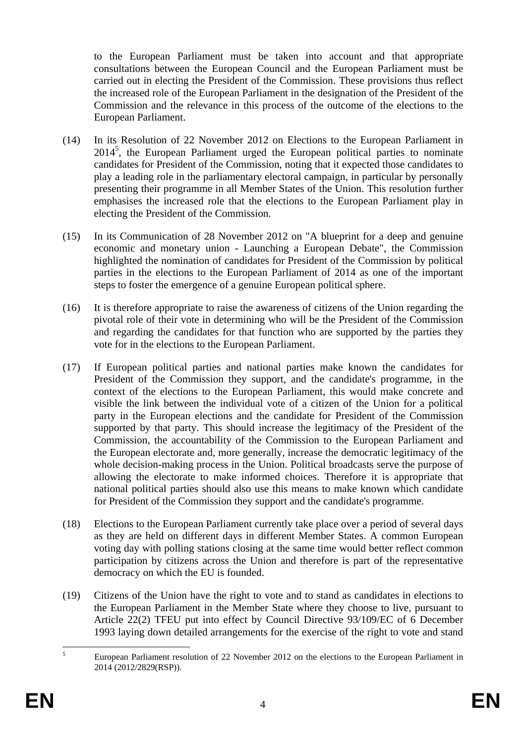to the European Parliament must be taken into account and that appropriate consultations between the European Council and the European Parliament must be carried out in electing the President of the Commission. These provisions thus reflect the increased role of the European Parliament in the designation of the President of the Commission and the relevance in this process of the outcome of the elections to the European Parliament.

(14) In its Resolution of 22 November 2012 on Elections to the European Parliament in 2014[5], the European Parliament urged the European political parties to nominate candidates for President of the Commission, noting that it expected those candidates to play a leading role in the parliamentary electoral campaign, in particular by personally presenting their programme in all Member States of the Union. This resolution further emphasises the increased role that the elections to the European Parliament play in electing the President of the Commission.

(15) In its Communication of 28 November 2012 on "A blueprint for a deep and genuine economic and monetary union - Launching a European Debate", the Commission highlighted the nomination of candidates for President of the Commission by political parties in the elections to the European Parliament of 2014 as one of the important steps to foster the emergence of a genuine European political sphere.

(16) It is therefore appropriate to raise the awareness of citizens of the Union regarding the pivotal role of their vote in determining who will be the President of the Commission and regarding the candidates for that function who are supported by the parties they vote for in the elections to the European Parliament.

(17) If European political parties and national parties make known the candidates for President of the Commission they support, and the candidate's programme, in the context of the elections to the European Parliament, this would make concrete and visible the link between the individual vote of a citizen of the Union for a political party in the European elections and the candidate for President of the Commission supported by that party. This should increase the legitimacy of the President of the Commission, the accountability of the Commission to the European Parliament and the European electorate and, more generally, increase the democratic legitimacy of the whole decision-making process in the Union. Political broadcasts serve the purpose of allowing the electorate to make informed choices. Therefore it is appropriate that national political parties should also use this means to make known which candidate for President of the Commission they support and the candidate's programme.

(18) Elections to the European Parliament currently take place over a period of several days as they are held on different days in different Member States. A common European voting day with polling stations closing at the same time would better reflect common participation by citizens across the Union and therefore is part of the representative democracy on which the EU is founded.

(19) Citizens of the Union have the right to vote and to stand as candidates in elections to the European Parliament in the Member State where they choose to live, pursuant to Article 22(2) TFEU put into effect by Council Directive 93/109/EC of 6 December 1993 laying down detailed arrangements for the exercise of the right to vote and stand

---

[5] European Parliament resolution of 22 November 2012 on the elections to the European Parliament in 2014 (2012/2829(RSP)).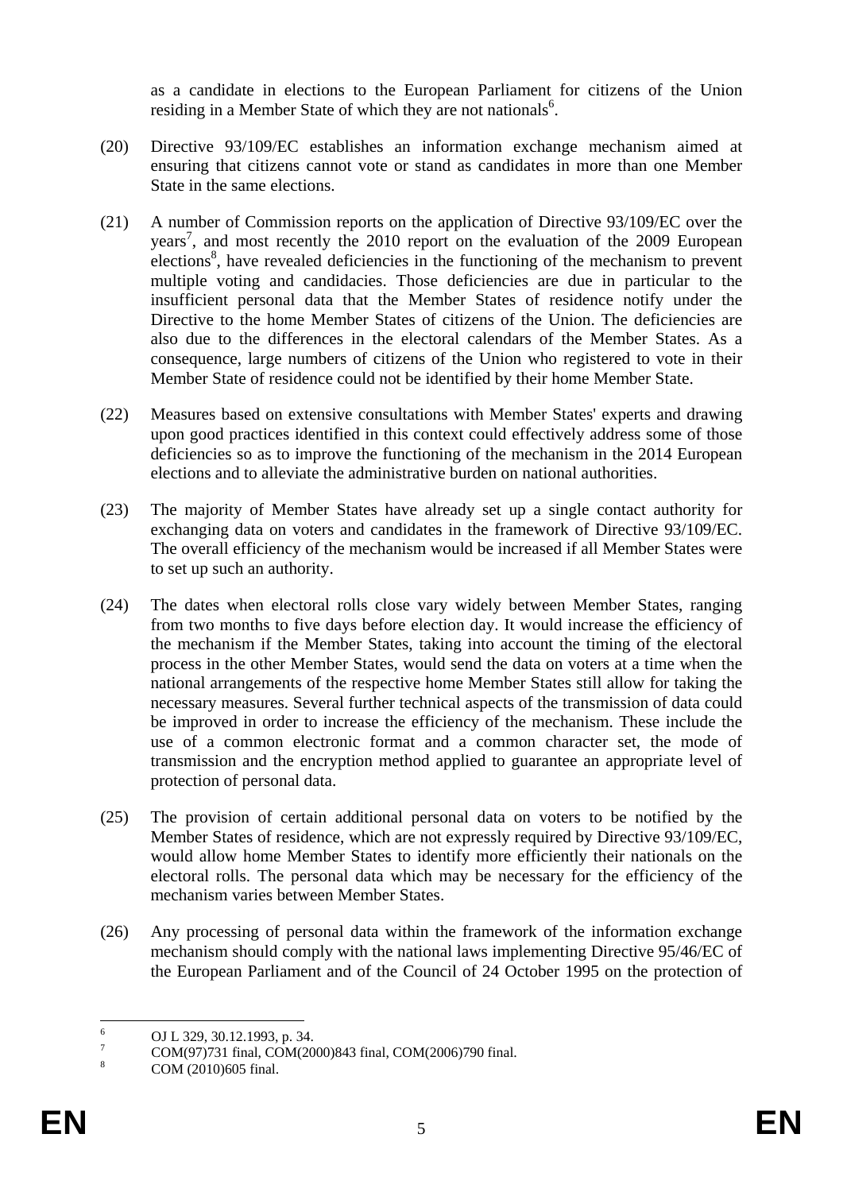as a candidate in elections to the European Parliament for citizens of the Union residing in a Member State of which they are not nationals[6].

(20) Directive 93/109/EC establishes an information exchange mechanism aimed at ensuring that citizens cannot vote or stand as candidates in more than one Member State in the same elections.

(21) A number of Commission reports on the application of Directive 93/109/EC over the years[7], and most recently the 2010 report on the evaluation of the 2009 European elections[8], have revealed deficiencies in the functioning of the mechanism to prevent multiple voting and candidacies. Those deficiencies are due in particular to the insufficient personal data that the Member States of residence notify under the Directive to the home Member States of citizens of the Union. The deficiencies are also due to the differences in the electoral calendars of the Member States. As a consequence, large numbers of citizens of the Union who registered to vote in their Member State of residence could not be identified by their home Member State.

(22) Measures based on extensive consultations with Member States' experts and drawing upon good practices identified in this context could effectively address some of those deficiencies so as to improve the functioning of the mechanism in the 2014 European elections and to alleviate the administrative burden on national authorities.

(23) The majority of Member States have already set up a single contact authority for exchanging data on voters and candidates in the framework of Directive 93/109/EC. The overall efficiency of the mechanism would be increased if all Member States were to set up such an authority.

(24) The dates when electoral rolls close vary widely between Member States, ranging from two months to five days before election day. It would increase the efficiency of the mechanism if the Member States, taking into account the timing of the electoral process in the other Member States, would send the data on voters at a time when the national arrangements of the respective home Member States still allow for taking the necessary measures. Several further technical aspects of the transmission of data could be improved in order to increase the efficiency of the mechanism. These include the use of a common electronic format and a common character set, the mode of transmission and the encryption method applied to guarantee an appropriate level of protection of personal data.

(25) The provision of certain additional personal data on voters to be notified by the Member States of residence, which are not expressly required by Directive 93/109/EC, would allow home Member States to identify more efficiently their nationals on the electoral rolls. The personal data which may be necessary for the efficiency of the mechanism varies between Member States.

(26) Any processing of personal data within the framework of the information exchange mechanism should comply with the national laws implementing Directive 95/46/EC of the European Parliament and of the Council of 24 October 1995 on the protection of

---

[6] OJ L 329, 30.12.1993, p. 34.

[7] COM(97)731 final, COM(2000)843 final, COM(2006)790 final.

[8] COM (2010)605 final.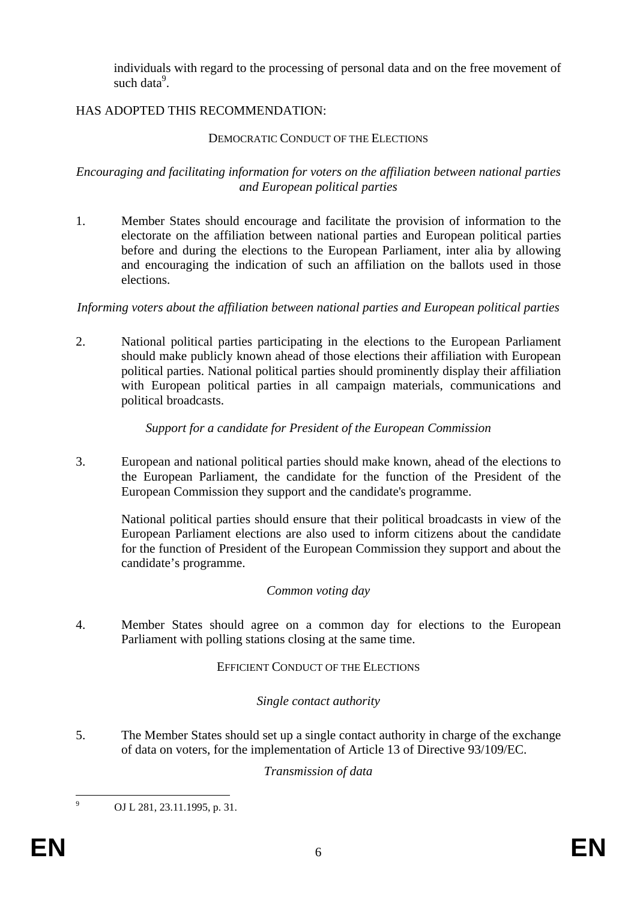individuals with regard to the processing of personal data and on the free movement of such data[9].

HAS ADOPTED THIS RECOMMENDATION:

## DEMOCRATIC CONDUCT OF THE ELECTIONS

*Encouraging and facilitating information for voters on the affiliation between national parties and European political parties*

1. Member States should encourage and facilitate the provision of information to the electorate on the affiliation between national parties and European political parties before and during the elections to the European Parliament, inter alia by allowing and encouraging the indication of such an affiliation on the ballots used in those elections.

*Informing voters about the affiliation between national parties and European political parties*

2. National political parties participating in the elections to the European Parliament should make publicly known ahead of those elections their affiliation with European political parties. National political parties should prominently display their affiliation with European political parties in all campaign materials, communications and political broadcasts.

*Support for a candidate for President of the European Commission*

3. European and national political parties should make known, ahead of the elections to the European Parliament, the candidate for the function of the President of the European Commission they support and the candidate's programme.

   National political parties should ensure that their political broadcasts in view of the European Parliament elections are also used to inform citizens about the candidate for the function of President of the European Commission they support and about the candidate's programme.

*Common voting day*

4. Member States should agree on a common day for elections to the European Parliament with polling stations closing at the same time.

## EFFICIENT CONDUCT OF THE ELECTIONS

*Single contact authority*

5. The Member States should set up a single contact authority in charge of the exchange of data on voters, for the implementation of Article 13 of Directive 93/109/EC.

*Transmission of data*

[9] OJ L 281, 23.11.1995, p. 31.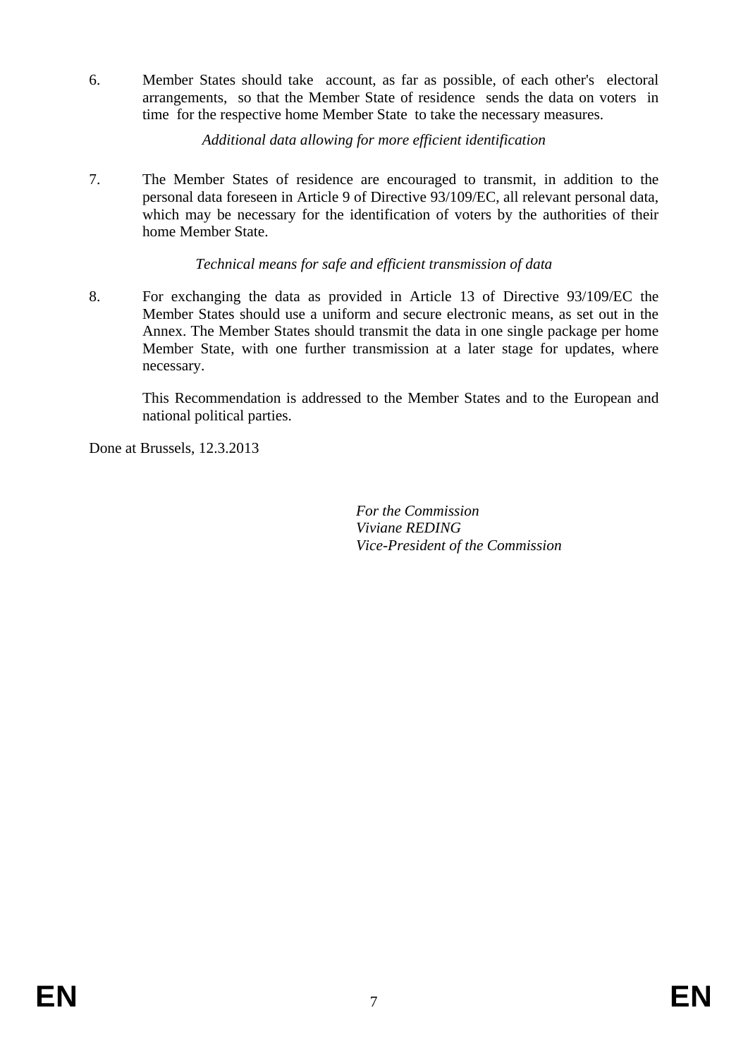6. Member States should take account, as far as possible, of each other's electoral arrangements, so that the Member State of residence sends the data on voters in time for the respective home Member State to take the necessary measures.

*Additional data allowing for more efficient identification*

7. The Member States of residence are encouraged to transmit, in addition to the personal data foreseen in Article 9 of Directive 93/109/EC, all relevant personal data, which may be necessary for the identification of voters by the authorities of their home Member State.

*Technical means for safe and efficient transmission of data*

8. For exchanging the data as provided in Article 13 of Directive 93/109/EC the Member States should use a uniform and secure electronic means, as set out in the Annex. The Member States should transmit the data in one single package per home Member State, with one further transmission at a later stage for updates, where necessary.

This Recommendation is addressed to the Member States and to the European and national political parties.

Done at Brussels, 12.3.2013

*For the Commission*
*Viviane REDING*
*Vice-President of the Commission*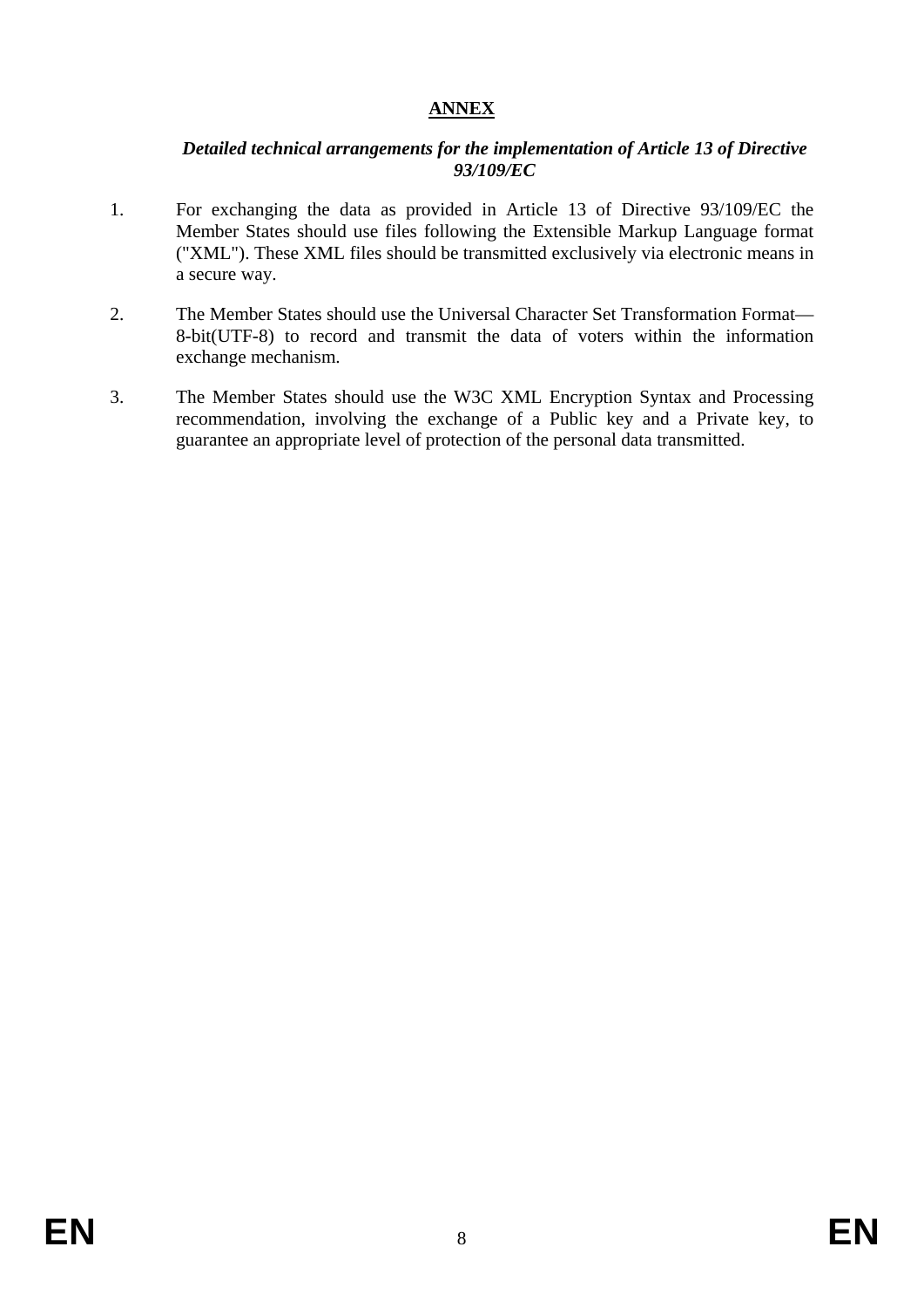## **ANNEX**

***Detailed technical arrangements for the implementation of Article 13 of Directive 93/109/EC***

1. For exchanging the data as provided in Article 13 of Directive 93/109/EC the Member States should use files following the Extensible Markup Language format ("XML"). These XML files should be transmitted exclusively via electronic means in a secure way.

2. The Member States should use the Universal Character Set Transformation Format—8-bit(UTF-8) to record and transmit the data of voters within the information exchange mechanism.

3. The Member States should use the W3C XML Encryption Syntax and Processing recommendation, involving the exchange of a Public key and a Private key, to guarantee an appropriate level of protection of the personal data transmitted.